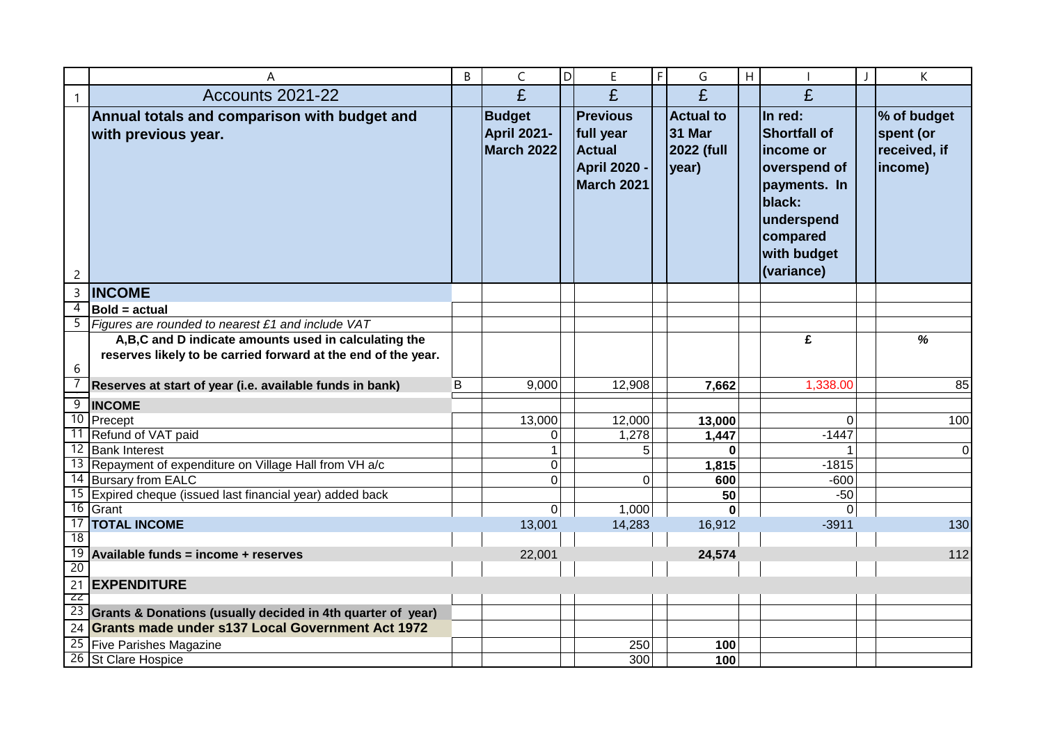| A | B | C | D | E | F | G | H | I | J | K |
|---|---|---|---|---|---|---|---|---|---|---|
| Accounts 2021-22 | | £ | | £ | | £ | | £ | | |
| **Annual totals and comparison with budget and with previous year.** | | **Budget April 2021-March 2022** | | **Previous full year Actual April 2020 - March 2021** | | **Actual to 31 Mar 2022 (full year)** | | **In red: Shortfall of income or overspend of payments. In black: underspend compared with budget (variance)** | | **% of budget spent (or received, if income)** |
| **INCOME** | | | | | | | | | | |
| **Bold = actual** | | | | | | | | | | |
| *Figures are rounded to nearest £1 and include VAT* | | | | | | | | | | |
| **A,B,C and D indicate amounts used in calculating the reserves likely to be carried forward at the end of the year.** | | | | | | | | **£** | | **%** |
| **Reserves at start of year (i.e. available funds in bank)** | B | 9,000 | | 12,908 | | **7,662** | | 1,338.00 | | 85 |
| **INCOME** | | | | | | | | | | |
| Precept | | 13,000 | | 12,000 | | **13,000** | | 0 | | 100 |
| Refund of VAT paid | | 0 | | 1,278 | | **1,447** | | -1447 | | |
| Bank Interest | | 1 | | 5 | | **0** | | 1 | | 0 |
| Repayment of expenditure on Village Hall from VH a/c | | 0 | | | | **1,815** | | -1815 | | |
| Bursary from EALC | | 0 | | 0 | | **600** | | -600 | | |
| Expired cheque (issued last financial year) added back | | | | | | **50** | | -50 | | |
| Grant | | 0 | | 1,000 | | **0** | | 0 | | |
| **TOTAL INCOME** | | 13,001 | | 14,283 | | 16,912 | | -3911 | | 130 |
| | | | | | | | | | | |
| **Available funds = income + reserves** | | 22,001 | | | | **24,574** | | | | 112 |
| | | | | | | | | | | |
| **EXPENDITURE** | | | | | | | | | | |
| | | | | | | | | | | |
| **Grants & Donations (usually decided in 4th quarter of year)** | | | | | | | | | | |
| **Grants made under s137 Local Government Act 1972** | | | | | | | | | | |
| Five Parishes Magazine | | | | 250 | | **100** | | | | |
| St Clare Hospice | | | | 300 | | **100** | | | | |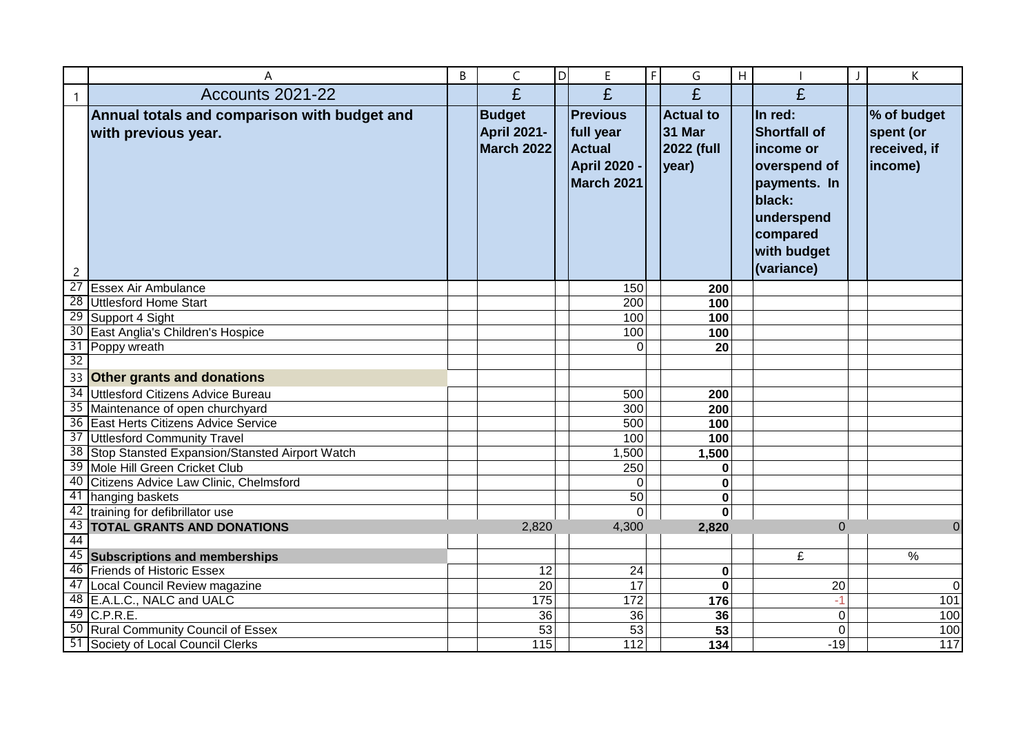| | A | B | C | D | E | F | G | H | I | J | K |
|---|---|---|---|---|---|---|---|---|---|---|---|
| 1 | Accounts 2021-22 | | £ | | £ | | £ | | £ | | |
| 2 | **Annual totals and comparison with budget and with previous year.** | | **Budget April 2021-March 2022** | | **Previous full year Actual April 2020 - March 2021** | | **Actual to 31 Mar 2022 (full year)** | | **In red: Shortfall of income or overspend of payments. In black: underspend compared with budget (variance)** | | **% of budget spent (or received, if income)** |
| 27 | Essex Air Ambulance | | | | 150 | | **200** | | | | |
| 28 | Uttlesford Home Start | | | | 200 | | **100** | | | | |
| 29 | Support 4 Sight | | | | 100 | | **100** | | | | |
| 30 | East Anglia's Children's Hospice | | | | 100 | | **100** | | | | |
| 31 | Poppy wreath | | | | 0 | | **20** | | | | |
| 32 | | | | | | | | | | | |
| 33 | **Other grants and donations** | | | | | | | | | | |
| 34 | Uttlesford Citizens Advice Bureau | | | | 500 | | **200** | | | | |
| 35 | Maintenance of open churchyard | | | | 300 | | **200** | | | | |
| 36 | East Herts Citizens Advice Service | | | | 500 | | **100** | | | | |
| 37 | Uttlesford Community Travel | | | | 100 | | **100** | | | | |
| 38 | Stop Stansted Expansion/Stansted Airport Watch | | | | 1,500 | | **1,500** | | | | |
| 39 | Mole Hill Green Cricket Club | | | | 250 | | **0** | | | | |
| 40 | Citizens Advice Law Clinic, Chelmsford | | | | 0 | | **0** | | | | |
| 41 | hanging baskets | | | | 50 | | **0** | | | | |
| 42 | training for defibrillator use | | | | 0 | | **0** | | | | |
| 43 | **TOTAL GRANTS AND DONATIONS** | | 2,820 | | 4,300 | | **2,820** | | 0 | | 0 |
| 44 | | | | | | | | | | | |
| 45 | **Subscriptions and memberships** | | | | | | | | £ | | % |
| 46 | Friends of Historic Essex | | 12 | | 24 | | **0** | | | | |
| 47 | Local Council Review magazine | | 20 | | 17 | | **0** | | 20 | | 0 |
| 48 | E.A.L.C., NALC and UALC | | 175 | | 172 | | **176** | | -1 | | 101 |
| 49 | C.P.R.E. | | 36 | | 36 | | **36** | | 0 | | 100 |
| 50 | Rural Community Council of Essex | | 53 | | 53 | | **53** | | 0 | | 100 |
| 51 | Society of Local Council Clerks | | 115 | | 112 | | **134** | | -19 | | 117 |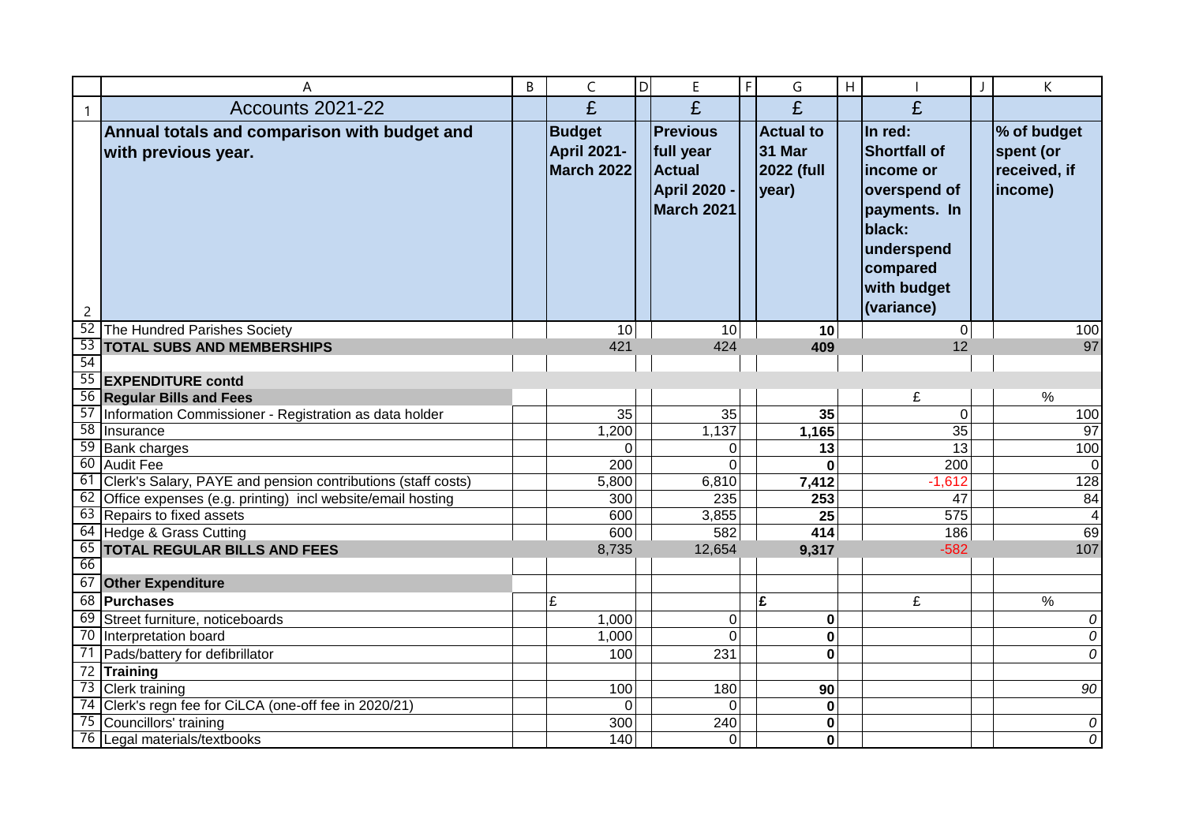| Accounts 2021-22 | £ | £ | £ | £ | |
|---|---|---|---|---|---|
| **Annual totals and comparison with budget and with previous year.** | **Budget April 2021-March 2022** | **Previous full year Actual April 2020 - March 2021** | **Actual to 31 Mar 2022 (full year)** | **In red: Shortfall of income or overspend of payments. In black: underspend compared with budget (variance)** | **% of budget spent (or received, if income)** |
| The Hundred Parishes Society | 10 | 10 | **10** | 0 | 100 |
| **TOTAL SUBS AND MEMBERSHIPS** | 421 | 424 | **409** | 12 | 97 |
| | | | | | |
| **EXPENDITURE contd** | | | | | |
| **Regular Bills and Fees** | | | | £ | % |
| Information Commissioner - Registration as data holder | 35 | 35 | **35** | 0 | 100 |
| Insurance | 1,200 | 1,137 | **1,165** | 35 | 97 |
| Bank charges | 0 | 0 | **13** | 13 | 100 |
| Audit Fee | 200 | 0 | **0** | 200 | 0 |
| Clerk's Salary, PAYE and pension contributions (staff costs) | 5,800 | 6,810 | **7,412** | -1,612 | 128 |
| Office expenses (e.g. printing) incl website/email hosting | 300 | 235 | **253** | 47 | 84 |
| Repairs to fixed assets | 600 | 3,855 | **25** | 575 | 4 |
| Hedge & Grass Cutting | 600 | 582 | **414** | 186 | 69 |
| **TOTAL REGULAR BILLS AND FEES** | 8,735 | 12,654 | **9,317** | -582 | 107 |
| | | | | | |
| **Other Expenditure** | | | | | |
| **Purchases** | £ | | **£** | £ | % |
| Street furniture, noticeboards | 1,000 | 0 | **0** | | *0* |
| Interpretation board | 1,000 | 0 | **0** | | *0* |
| Pads/battery for defibrillator | 100 | 231 | **0** | | *0* |
| **Training** | | | | | |
| Clerk training | 100 | 180 | **90** | | *90* |
| Clerk's regn fee for CiLCA (one-off fee in 2020/21) | 0 | 0 | **0** | | |
| Councillors' training | 300 | 240 | **0** | | *0* |
| Legal materials/textbooks | 140 | 0 | **0** | | *0* |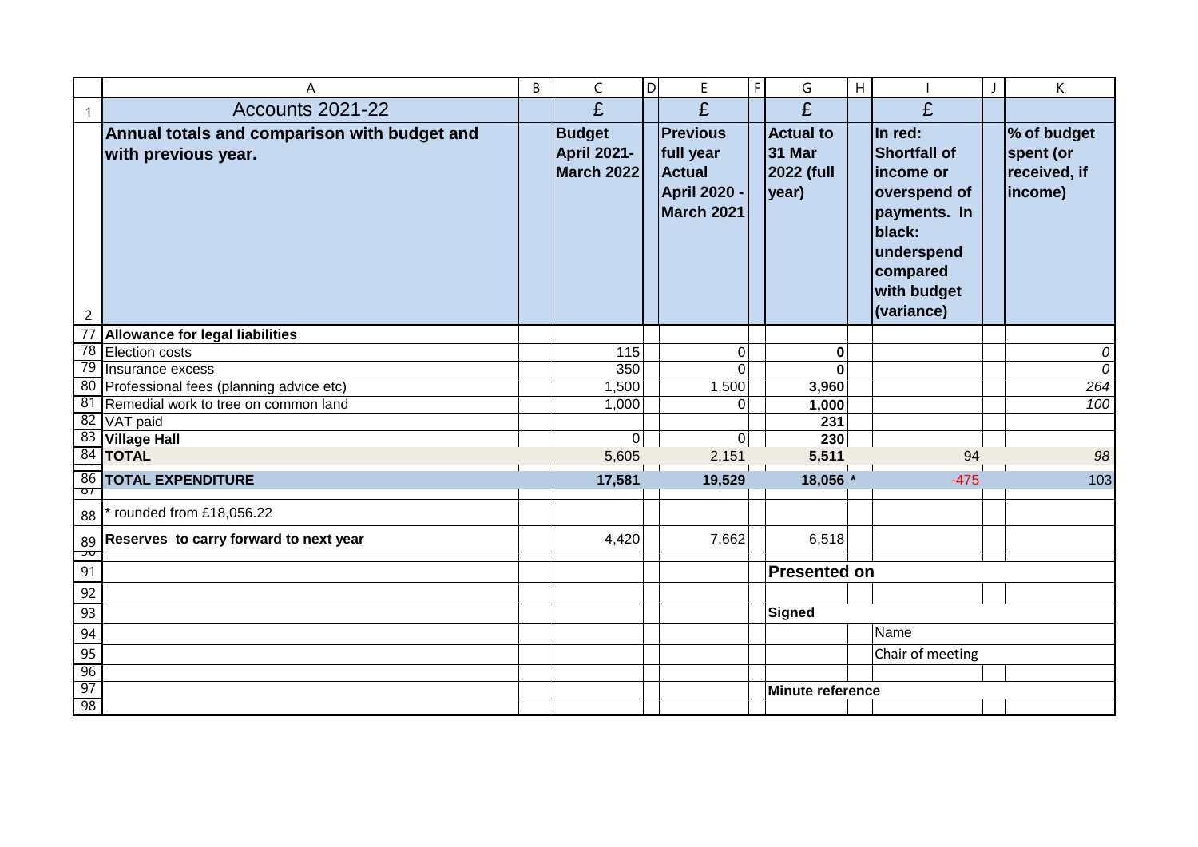| | A | B | C | D | E | F | G | H | I | J | K |
|---|---|---|---|---|---|---|---|---|---|---|---|
| 1 | Accounts 2021-22 | | £ | | £ | | £ | | £ | | |
| 2 | **Annual totals and comparison with budget and with previous year.** | | **Budget April 2021-March 2022** | | **Previous full year Actual April 2020 - March 2021** | | **Actual to 31 Mar 2022 (full year)** | | **In red: Shortfall of income or overspend of payments. In black: underspend compared with budget (variance)** | | **% of budget spent (or received, if income)** |
| 77 | **Allowance for legal liabilities** | | | | | | | | | | |
| 78 | Election costs | | 115 | | 0 | | **0** | | | | *0* |
| 79 | Insurance excess | | 350 | | 0 | | **0** | | | | *0* |
| 80 | Professional fees (planning advice etc) | | 1,500 | | 1,500 | | **3,960** | | | | *264* |
| 81 | Remedial work to tree on common land | | 1,000 | | 0 | | **1,000** | | | | *100* |
| 82 | VAT paid | | | | | | **231** | | | | |
| 83 | **Village Hall** | | 0 | | 0 | | **230** | | | | |
| 84 | **TOTAL** | | 5,605 | | 2,151 | | **5,511** | | 94 | | *98* |
| 86 | **TOTAL EXPENDITURE** | | **17,581** | | **19,529** | | **18,056** * | | -475 | | 103 |
| 88 | * rounded from £18,056.22 | | | | | | | | | | |
| 89 | **Reserves to carry forward to next year** | | 4,420 | | 7,662 | | 6,518 | | | | |
| 91 | | | | | | | **Presented on** | | | | |
| 92 | | | | | | | | | | | |
| 93 | | | | | | | **Signed** | | | | |
| 94 | | | | | | | | | Name | | |
| 95 | | | | | | | | | Chair of meeting | | |
| 96 | | | | | | | | | | | |
| 97 | | | | | | | **Minute reference** | | | | |
| 98 | | | | | | | | | | | |